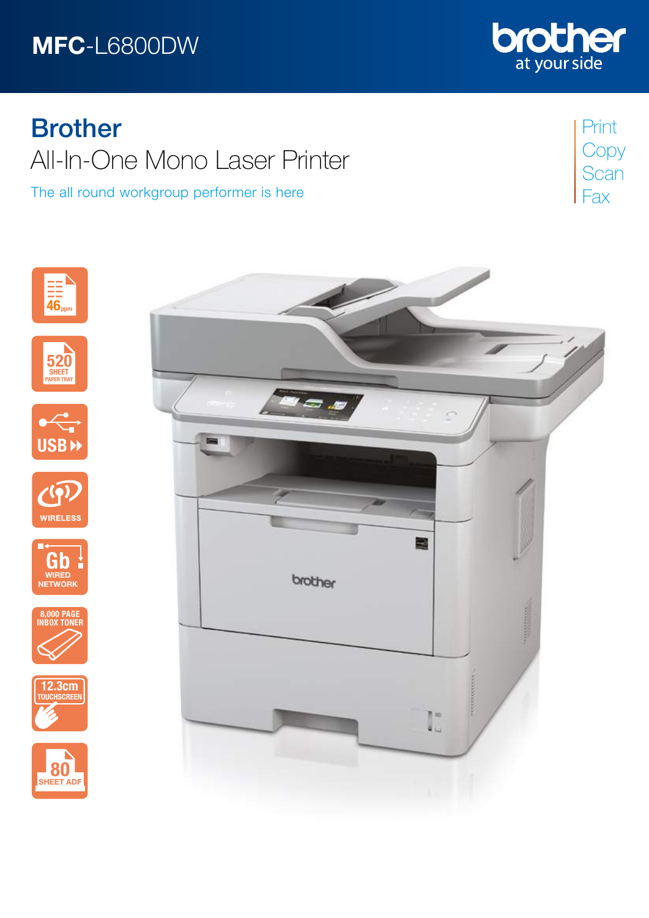# MFC-L6800DW

brother
at your side

## Brother
All-In-One Mono Laser Printer

The all round workgroup performer is here

Print
Copy
Scan
Fax

- 46 ppm
- 520 SHEET PAPER TRAY
- USB
- WIRELESS
- Gb WIRED NETWORK
- 8,000 PAGE INBOX TONER
- 12.3cm TOUCHSCREEN
- 80 SHEET ADF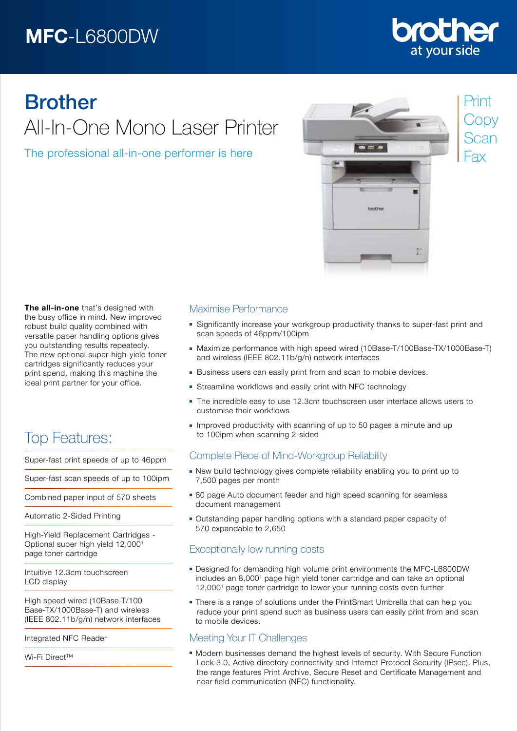# MFC-L6800DW

# Brother All-In-One Mono Laser Printer

The professional all-in-one performer is here

Print
Copy
Scan
Fax

**The all-in-one** that's designed with the busy office in mind. New improved robust build quality combined with versatile paper handling options gives you outstanding results repeatedly. The new optional super-high-yield toner cartridges significantly reduces your print spend, making this machine the ideal print partner for your office.

## Top Features:

- Super-fast print speeds of up to 46ppm
- Super-fast scan speeds of up to 100ipm
- Combined paper input of 570 sheets
- Automatic 2-Sided Printing
- High-Yield Replacement Cartridges - Optional super high yield 12,000[1] page toner cartridge
- Intuitive 12.3cm touchscreen LCD display
- High speed wired (10Base-T/100 Base-TX/1000Base-T) and wireless (IEEE 802.11b/g/n) network interfaces
- Integrated NFC Reader
- Wi-Fi Direct™

## Maximise Performance

- Significantly increase your workgroup productivity thanks to super-fast print and scan speeds of 46ppm/100ipm
- Maximize performance with high speed wired (10Base-T/100Base-TX/1000Base-T) and wireless (IEEE 802.11b/g/n) network interfaces
- Business users can easily print from and scan to mobile devices.
- Streamline workflows and easily print with NFC technology
- The incredible easy to use 12.3cm touchscreen user interface allows users to customise their workflows
- Improved productivity with scanning of up to 50 pages a minute and up to 100ipm when scanning 2-sided

## Complete Piece of Mind-Workgroup Reliability

- New build technology gives complete reliability enabling you to print up to 7,500 pages per month
- 80 page Auto document feeder and high speed scanning for seamless document management
- Outstanding paper handling options with a standard paper capacity of 570 expandable to 2,650

## Exceptionally low running costs

- Designed for demanding high volume print environments the MFC-L6800DW includes an 8,000[1] page high yield toner cartridge and can take an optional 12,000[1] page toner cartridge to lower your running costs even further
- There is a range of solutions under the PrintSmart Umbrella that can help you reduce your print spend such as business users can easily print from and scan to mobile devices.

## Meeting Your IT Challenges

- Modern businesses demand the highest levels of security. With Secure Function Lock 3.0, Active directory connectivity and Internet Protocol Security (IPsec). Plus, the range features Print Archive, Secure Reset and Certificate Management and near field communication (NFC) functionality.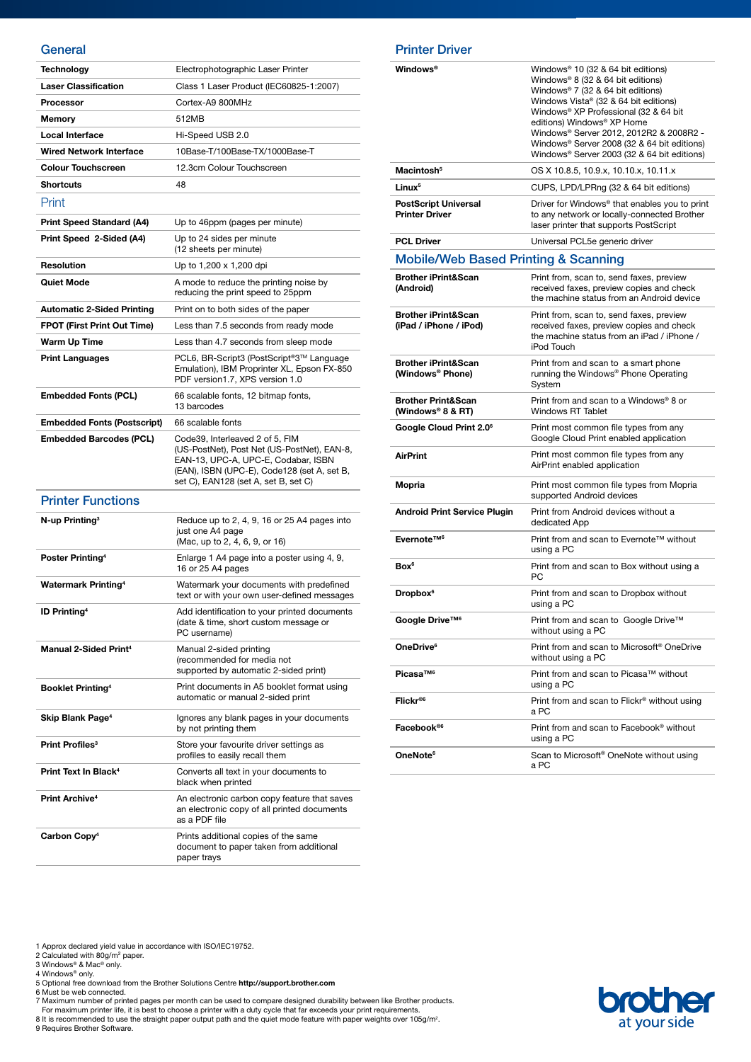## General

| | |
|---|---|
| **Technology** | Electrophotographic Laser Printer |
| **Laser Classification** | Class 1 Laser Product (IEC60825-1:2007) |
| **Processor** | Cortex-A9 800MHz |
| **Memory** | 512MB |
| **Local Interface** | Hi-Speed USB 2.0 |
| **Wired Network Interface** | 10Base-T/100Base-TX/1000Base-T |
| **Colour Touchscreen** | 12.3cm Colour Touchscreen |
| **Shortcuts** | 48 |

## Print

| | |
|---|---|
| **Print Speed Standard (A4)** | Up to 46ppm (pages per minute) |
| **Print Speed 2-Sided (A4)** | Up to 24 sides per minute (12 sheets per minute) |
| **Resolution** | Up to 1,200 x 1,200 dpi |
| **Quiet Mode** | A mode to reduce the printing noise by reducing the print speed to 25ppm |
| **Automatic 2-Sided Printing** | Print on to both sides of the paper |
| **FPOT (First Print Out Time)** | Less than 7.5 seconds from ready mode |
| **Warm Up Time** | Less than 4.7 seconds from sleep mode |
| **Print Languages** | PCL6, BR-Script3 (PostScript®3™ Language Emulation), IBM Proprinter XL, Epson FX-850 PDF version1.7, XPS version 1.0 |
| **Embedded Fonts (PCL)** | 66 scalable fonts, 12 bitmap fonts, 13 barcodes |
| **Embedded Fonts (Postscript)** | 66 scalable fonts |
| **Embedded Barcodes (PCL)** | Code39, Interleaved 2 of 5, FIM (US-PostNet), Post Net (US-PostNet), EAN-8, EAN-13, UPC-A, UPC-E, Codabar, ISBN (EAN), ISBN (UPC-E), Code128 (set A, set B, set C), EAN128 (set A, set B, set C) |

## Printer Functions

| | |
|---|---|
| **N-up Printing**[3] | Reduce up to 2, 4, 9, 16 or 25 A4 pages into just one A4 page (Mac, up to 2, 4, 6, 9, or 16) |
| **Poster Printing**[4] | Enlarge 1 A4 page into a poster using 4, 9, 16 or 25 A4 pages |
| **Watermark Printing**[4] | Watermark your documents with predefined text or with your own user-defined messages |
| **ID Printing**[4] | Add identification to your printed documents (date & time, short custom message or PC username) |
| **Manual 2-Sided Print**[4] | Manual 2-sided printing (recommended for media not supported by automatic 2-sided print) |
| **Booklet Printing**[4] | Print documents in A5 booklet format using automatic or manual 2-sided print |
| **Skip Blank Page**[4] | Ignores any blank pages in your documents by not printing them |
| **Print Profiles**[3] | Store your favourite driver settings as profiles to easily recall them |
| **Print Text In Black**[4] | Converts all text in your documents to black when printed |
| **Print Archive**[4] | An electronic carbon copy feature that saves an electronic copy of all printed documents as a PDF file |
| **Carbon Copy**[4] | Prints additional copies of the same document to paper taken from additional paper trays |

## Printer Driver

| | |
|---|---|
| **Windows®** | Windows® 10 (32 & 64 bit editions) Windows® 8 (32 & 64 bit editions) Windows® 7 (32 & 64 bit editions) Windows Vista® (32 & 64 bit editions) Windows® XP Professional (32 & 64 bit editions) Windows® XP Home Windows® Server 2012, 2012R2 & 2008R2 - Windows® Server 2008 (32 & 64 bit editions) Windows® Server 2003 (32 & 64 bit editions) |
| **Macintosh**[5] | OS X 10.8.5, 10.9.x, 10.10.x, 10.11.x |
| **Linux**[5] | CUPS, LPD/LPRng (32 & 64 bit editions) |
| **PostScript Universal Printer Driver** | Driver for Windows® that enables you to print to any network or locally-connected Brother laser printer that supports PostScript |
| **PCL Driver** | Universal PCL5e generic driver |

## Mobile/Web Based Printing & Scanning

| | |
|---|---|
| **Brother iPrint&Scan (Android)** | Print from, scan to, send faxes, preview received faxes, preview copies and check the machine status from an Android device |
| **Brother iPrint&Scan (iPad / iPhone / iPod)** | Print from, scan to, send faxes, preview received faxes, preview copies and check the machine status from an iPad / iPhone / iPod Touch |
| **Brother iPrint&Scan (Windows® Phone)** | Print from and scan to a smart phone running the Windows® Phone Operating System |
| **Brother Print&Scan (Windows® 8 & RT)** | Print from and scan to a Windows® 8 or Windows RT Tablet |
| **Google Cloud Print 2.0**[6] | Print most common file types from any Google Cloud Print enabled application |
| **AirPrint** | Print most common file types from any AirPrint enabled application |
| **Mopria** | Print most common file types from Mopria supported Android devices |
| **Android Print Service Plugin** | Print from Android devices without a dedicated App |
| **Evernote™**[6] | Print from and scan to Evernote™ without using a PC |
| **Box**[6] | Print from and scan to Box without using a PC |
| **Dropbox**[6] | Print from and scan to Dropbox without using a PC |
| **Google Drive™**[6] | Print from and scan to Google Drive™ without using a PC |
| **OneDrive**[6] | Print from and scan to Microsoft® OneDrive without using a PC |
| **Picasa™**[6] | Print from and scan to Picasa™ without using a PC |
| **Flickr®**[6] | Print from and scan to Flickr® without using a PC |
| **Facebook®**[6] | Print from and scan to Facebook® without using a PC |
| **OneNote**[6] | Scan to Microsoft® OneNote without using a PC |

1 Approx declared yield value in accordance with ISO/IEC19752.
2 Calculated with 80g/m² paper.
3 Windows® & Mac® only.
4 Windows® only.
5 Optional free download from the Brother Solutions Centre **http://support.brother.com**
6 Must be web connected.
7 Maximum number of printed pages per month can be used to compare designed durability between like Brother products. For maximum printer life, it is best to choose a printer with a duty cycle that far exceeds your print requirements.
8 It is recommended to use the straight paper output path and the quiet mode feature with paper weights over 105g/m².
9 Requires Brother Software.

brother at your side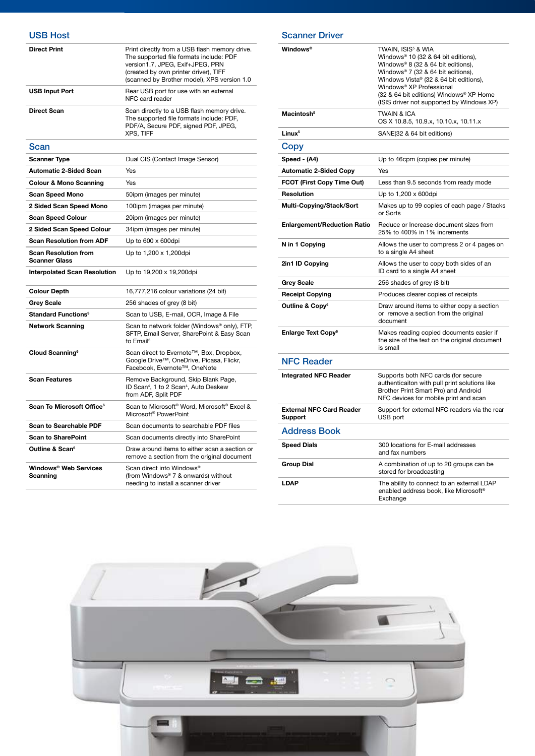## USB Host

| | |
|---|---|
| **Direct Print** | Print directly from a USB flash memory drive. The supported file formats include: PDF version1.7, JPEG, Exif+JPEG, PRN (created by own printer driver), TIFF (scanned by Brother model), XPS version 1.0 |
| **USB Input Port** | Rear USB port for use with an external NFC card reader |
| **Direct Scan** | Scan directly to a USB flash memory drive. The supported file formats include: PDF, PDF/A, Secure PDF, signed PDF, JPEG, XPS, TIFF |

## Scan

| | |
|---|---|
| **Scanner Type** | Dual CIS (Contact Image Sensor) |
| **Automatic 2-Sided Scan** | Yes |
| **Colour & Mono Scanning** | Yes |
| **Scan Speed Mono** | 50ipm (images per minute) |
| **2 Sided Scan Speed Mono** | 100ipm (images per minute) |
| **Scan Speed Colour** | 20ipm (images per minute) |
| **2 Sided Scan Speed Colour** | 34ipm (images per minute) |
| **Scan Resolution from ADF** | Up to 600 x 600dpi |
| **Scan Resolution from Scanner Glass** | Up to 1,200 x 1,200dpi |
| **Interpolated Scan Resolution** | Up to 19,200 x 19,200dpi |
| **Colour Depth** | 16,777,216 colour variations (24 bit) |
| **Grey Scale** | 256 shades of grey (8 bit) |
| **Standard Functions**[9] | Scan to USB, E-mail, OCR, Image & File |
| **Network Scanning** | Scan to network folder (Windows® only), FTP, SFTP, Email Server, SharePoint & Easy Scan to Email[6] |
| **Cloud Scanning**[6] | Scan direct to Evernote™, Box, Dropbox, Google Drive™, OneDrive, Picasa, Flickr, Facebook, Evernote™, OneNote |
| **Scan Features** | Remove Background, Skip Blank Page, ID Scan[4], 1 to 2 Scan[4], Auto Deskew from ADF, Split PDF |
| **Scan To Microsoft Office**[6] | Scan to Microsoft® Word, Microsoft® Excel & Microsoft® PowerPoint |
| **Scan to Searchable PDF** | Scan documents to searchable PDF files |
| **Scan to SharePoint** | Scan documents directly into SharePoint |
| **Outline & Scan**[6] | Draw around items to either scan a section or remove a section from the original document |
| **Windows® Web Services Scanning** | Scan direct into Windows® (from Windows® 7 & onwards) without needing to install a scanner driver |

## Scanner Driver

| | |
|---|---|
| **Windows®** | TWAIN, ISIS[5] & WIA Windows® 10 (32 & 64 bit editions), Windows® 8 (32 & 64 bit editions), Windows® 7 (32 & 64 bit editions), Windows Vista® (32 & 64 bit editions), Windows® XP Professional (32 & 64 bit editions) Windows® XP Home (ISIS driver not supported by Windows XP) |
| **Macintosh**[5] | TWAIN & ICA OS X 10.8.5, 10.9.x, 10.10.x, 10.11.x |
| **Linux**[5] | SANE(32 & 64 bit editions) |

## Copy

| | |
|---|---|
| **Speed - (A4)** | Up to 46cpm (copies per minute) |
| **Automatic 2-Sided Copy** | Yes |
| **FCOT (First Copy Time Out)** | Less than 9.5 seconds from ready mode |
| **Resolution** | Up to 1,200 x 600dpi |
| **Multi-Copying/Stack/Sort** | Makes up to 99 copies of each page / Stacks or Sorts |
| **Enlargement/Reduction Ratio** | Reduce or Increase document sizes from 25% to 400% in 1% increments |
| **N in 1 Copying** | Allows the user to compress 2 or 4 pages on to a single A4 sheet |
| **2in1 ID Copying** | Allows the user to copy both sides of an ID card to a single A4 sheet |
| **Grey Scale** | 256 shades of grey (8 bit) |
| **Receipt Copying** | Produces clearer copies of receipts |
| **Outline & Copy**[6] | Draw around items to either copy a section or remove a section from the original document |
| **Enlarge Text Copy**[6] | Makes reading copied documents easier if the size of the text on the original document is small |

## NFC Reader

| | |
|---|---|
| **Integrated NFC Reader** | Supports both NFC cards (for secure authenticaiton with pull print solutions like Brother Print Smart Pro) and Android NFC devices for mobile print and scan |
| **External NFC Card Reader Support** | Support for external NFC readers via the rear USB port |

## Address Book

| | |
|---|---|
| **Speed Dials** | 300 locations for E-mail addresses and fax numbers |
| **Group Dial** | A combination of up to 20 groups can be stored for broadcasting |
| **LDAP** | The ability to connect to an external LDAP enabled address book, like Microsoft® Exchange |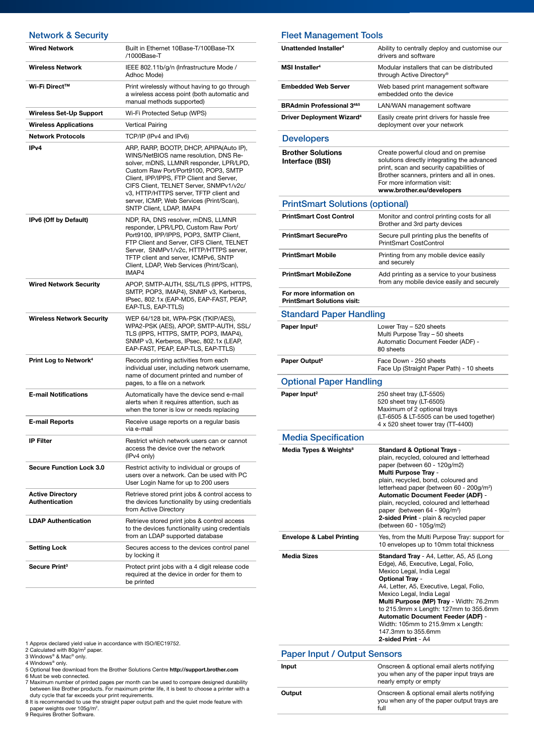## Network & Security

| | |
|---|---|
| **Wired Network** | Built in Ethernet 10Base-T/100Base-TX /1000Base-T |
| **Wireless Network** | IEEE 802.11b/g/n (Infrastructure Mode / Adhoc Mode) |
| **Wi-Fi Direct™** | Print wirelessly without having to go through a wireless access point (both automatic and manual methods supported) |
| **Wireless Set-Up Support** | Wi-Fi Protected Setup (WPS) |
| **Wireless Applications** | Vertical Pairing |
| **Network Protocols** | TCP/IP (IPv4 and IPv6) |
| **IPv4** | ARP, RARP, BOOTP, DHCP, APIPA(Auto IP), WINS/NetBIOS name resolution, DNS Re-solver, mDNS, LLMNR responder, LPR/LPD, Custom Raw Port/Port9100, POP3, SMTP Client, IPP/IPPS, FTP Client and Server, CIFS Client, TELNET Server, SNMPv1/v2c/v3, HTTP/HTTPS server, TFTP client and server, ICMP, Web Services (Print/Scan), SNTP Client, LDAP, IMAP4 |
| **IPv6 (Off by Default)** | NDP, RA, DNS resolver, mDNS, LLMNR responder, LPR/LPD, Custom Raw Port/Port9100, IPP/IPPS, POP3, SMTP Client, FTP Client and Server, CIFS Client, TELNET Server, SNMPv1/v2c, HTTP/HTTPS server, TFTP client and server, ICMPv6, SNTP Client, LDAP, Web Services (Print/Scan), IMAP4 |
| **Wired Network Security** | APOP, SMTP-AUTH, SSL/TLS (IPPS, HTTPS, SMTP, POP3, IMAP4), SNMP v3, Kerberos, IPsec, 802.1x (EAP-MD5, EAP-FAST, PEAP, EAP-TLS, EAP-TTLS) |
| **Wireless Network Security** | WEP 64/128 bit, WPA-PSK (TKIP/AES), WPA2-PSK (AES), APOP, SMTP-AUTH, SSL/TLS (IPPS, HTTPS, SMTP, POP3, IMAP4), SNMP v3, Kerberos, IPsec, 802.1x (LEAP, EAP-FAST, PEAP, EAP-TLS, EAP-TTLS) |
| **Print Log to Network**[4] | Records printing activities from each individual user, including network username, name of document printed and number of pages, to a file on a network |
| **E-mail Notifications** | Automatically have the device send e-mail alerts when it requires attention, such as when the toner is low or needs replacing |
| **E-mail Reports** | Receive usage reports on a regular basis via e-mail |
| **IP Filter** | Restrict which network users can or cannot access the device over the network (IPv4 only) |
| **Secure Function Lock 3.0** | Restrict activity to individual or groups of users over a network. Can be used with PC User Login Name for up to 200 users |
| **Active Directory Authentication** | Retrieve stored print jobs & control access to the devices functionality by using credentials from Active Directory |
| **LDAP Authentication** | Retrieve stored print jobs & control access to the devices functionality using credentials from an LDAP supported database |
| **Setting Lock** | Secures access to the devices control panel by locking it |
| **Secure Print**[3] | Protect print jobs with a 4 digit release code required at the device in order for them to be printed |

## Fleet Management Tools

| | |
|---|---|
| **Unattended Installer**[4] | Ability to centrally deploy and customise our drivers and software |
| **MSI Installer**[4] | Modular installers that can be distributed through Active Directory® |
| **Embedded Web Server** | Web based print management software embedded onto the device |
| **BRAdmin Professional 3**[4&5] | LAN/WAN management software |
| **Driver Deployment Wizard**[4] | Easily create print drivers for hassle free deployment over your network |

## Developers

| | |
|---|---|
| **Brother Solutions Interface (BSI)** | Create powerful cloud and on premise solutions directly integrating the advanced print, scan and security capabilities of Brother scanners, printers and all in ones. For more information visit: **www.brother.eu/developers** |

## PrintSmart Solutions (optional)

| | |
|---|---|
| **PrintSmart Cost Control** | Monitor and control printing costs for all Brother and 3rd party devices |
| **PrintSmart SecurePro** | Secure pull printing plus the benefits of PrintSmart CostControl |
| **PrintSmart Mobile** | Printing from any mobile device easily and securely |
| **PrintSmart MobileZone** | Add printing as a service to your business from any mobile device easily and securely |
| **For more information on PrintSmart Solutions visit:** | |

## Standard Paper Handling

| | |
|---|---|
| **Paper Input**[2] | Lower Tray – 520 sheets<br>Multi Purpose Tray – 50 sheets<br>Automatic Document Feeder (ADF) - 80 sheets |
| **Paper Output**[2] | Face Down - 250 sheets<br>Face Up (Straight Paper Path) - 10 sheets |

## Optional Paper Handling

| | |
|---|---|
| **Paper Input**[2] | 250 sheet tray (LT-5505)<br>520 sheet tray (LT-6505)<br>Maximum of 2 optional trays<br>(LT-6505 & LT-5505 can be used together)<br>4 x 520 sheet tower tray (TT-4400) |

## Media Specification

| | |
|---|---|
| **Media Types & Weights**[8] | **Standard & Optional Trays** - plain, recycled, coloured and letterhead paper (between 60 - 120g/m2)<br>**Multi Purpose Tray** - plain, recycled, bond, coloured and letterhead paper (between 60 - 200g/m²)<br>**Automatic Document Feeder (ADF)** - plain, recycled, coloured and letterhead paper (between 64 - 90g/m²)<br>**2-sided Print** - plain & recycled paper (between 60 - 105g/m2) |
| **Envelope & Label Printing** | Yes, from the Multi Purpose Tray: support for 10 envelopes up to 10mm total thickness |
| **Media Sizes** | **Standard Tray** - A4, Letter, A5, A5 (Long Edge), A6, Executive, Legal, Folio, Mexico Legal, India Legal<br>**Optional Tray** - A4, Letter, A5, Executive, Legal, Folio, Mexico Legal, India Legal<br>**Multi Purpose (MP) Tray** - Width: 76.2mm to 215.9mm x Length: 127mm to 355.6mm<br>**Automatic Document Feeder (ADF)** - Width: 105mm to 215.9mm x Length: 147.3mm to 355.6mm<br>**2-sided Print** - A4 |

## Paper Input / Output Sensors

| | |
|---|---|
| **Input** | Onscreen & optional email alerts notifying you when any of the paper input trays are nearly empty or empty |
| **Output** | Onscreen & optional email alerts notifying you when any of the paper output trays are full |

1 Approx declared yield value in accordance with ISO/IEC19752.
2 Calculated with 80g/m² paper.
3 Windows® & Mac® only.
4 Windows® only.
5 Optional free download from the Brother Solutions Centre **http://support.brother.com**
6 Must be web connected.
7 Maximum number of printed pages per month can be used to compare designed durability between like Brother products. For maximum printer life, it is best to choose a printer with a duty cycle that far exceeds your print requirements.
8 It is recommended to use the straight paper output path and the quiet mode feature with paper weights over 105g/m².
9 Requires Brother Software.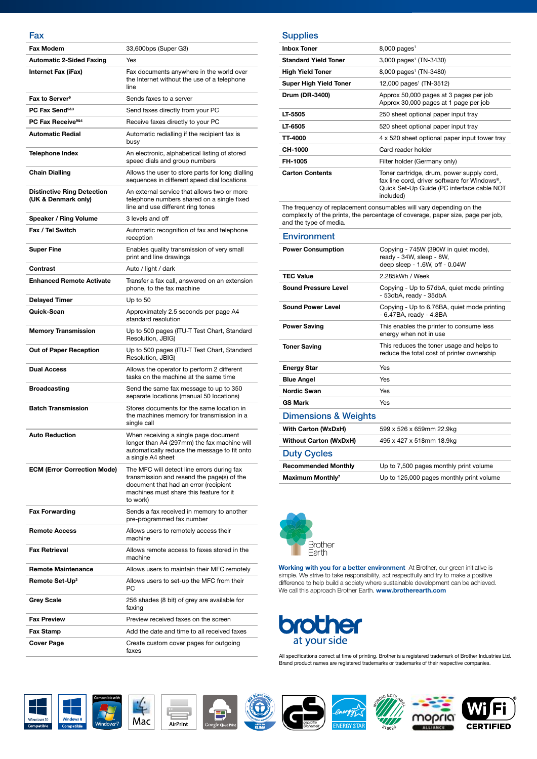## Fax

| | |
|---|---|
| **Fax Modem** | 33,600bps (Super G3) |
| **Automatic 2-Sided Faxing** | Yes |
| **Internet Fax (iFax)** | Fax documents anywhere in the world over the Internet without the use of a telephone line |
| **Fax to Server**[9] | Sends faxes to a server |
| **PC Fax Send**[9&3] | Send faxes directly from your PC |
| **PC Fax Receive**[9&4] | Receive faxes directly to your PC |
| **Automatic Redial** | Automatic redialling if the recipient fax is busy |
| **Telephone Index** | An electronic, alphabetical listing of stored speed dials and group numbers |
| **Chain Dialling** | Allows the user to store parts for long dialling sequences in different speed dial locations |
| **Distinctive Ring Detection (UK & Denmark only)** | An external service that allows two or more telephone numbers shared on a single fixed line and use different ring tones |
| **Speaker / Ring Volume** | 3 levels and off |
| **Fax / Tel Switch** | Automatic recognition of fax and telephone reception |
| **Super Fine** | Enables quality transmission of very small print and line drawings |
| **Contrast** | Auto / light / dark |
| **Enhanced Remote Activate** | Transfer a fax call, answered on an extension phone, to the fax machine |
| **Delayed Timer** | Up to 50 |
| **Quick-Scan** | Approximately 2.5 seconds per page A4 standard resolution |
| **Memory Transmission** | Up to 500 pages (ITU-T Test Chart, Standard Resolution, JBIG) |
| **Out of Paper Reception** | Up to 500 pages (ITU-T Test Chart, Standard Resolution, JBIG) |
| **Dual Access** | Allows the operator to perform 2 different tasks on the machine at the same time |
| **Broadcasting** | Send the same fax message to up to 350 separate locations (manual 50 locations) |
| **Batch Transmission** | Stores documents for the same location in the machines memory for transmission in a single call |
| **Auto Reduction** | When receiving a single page document longer than A4 (297mm) the fax machine will automatically reduce the message to fit onto a single A4 sheet |
| **ECM (Error Correction Mode)** | The MFC will detect line errors during fax transmission and resend the page(s) of the document that had an error (recipient machines must share this feature for it to work) |
| **Fax Forwarding** | Sends a fax received in memory to another pre-programmed fax number |
| **Remote Access** | Allows users to remotely access their machine |
| **Fax Retrieval** | Allows remote access to faxes stored in the machine |
| **Remote Maintenance** | Allows users to maintain their MFC remotely |
| **Remote Set-Up**[3] | Allows users to set-up the MFC from their PC |
| **Grey Scale** | 256 shades (8 bit) of grey are available for faxing |
| **Fax Preview** | Preview received faxes on the screen |
| **Fax Stamp** | Add the date and time to all received faxes |
| **Cover Page** | Create custom cover pages for outgoing faxes |

## Supplies

| | |
|---|---|
| **Inbox Toner** | 8,000 pages[1] |
| **Standard Yield Toner** | 3,000 pages[1] (TN-3430) |
| **High Yield Toner** | 8,000 pages[1] (TN-3480) |
| **Super High Yield Toner** | 12,000 pages[1] (TN-3512) |
| **Drum (DR-3400)** | Approx 50,000 pages at 3 pages per job<br>Approx 30,000 pages at 1 page per job |
| **LT-5505** | 250 sheet optional paper input tray |
| **LT-6505** | 520 sheet optional paper input tray |
| **TT-4000** | 4 x 520 sheet optional paper input tower tray |
| **CH-1000** | Card reader holder |
| **FH-1005** | Filter holder (Germany only) |
| **Carton Contents** | Toner cartridge, drum, power supply cord, fax line cord, driver software for Windows®, Quick Set-Up Guide (PC interface cable NOT included) |

The frequency of replacement consumables will vary depending on the complexity of the prints, the percentage of coverage, paper size, page per job, and the type of media.

## Environment

| | |
|---|---|
| **Power Consumption** | Copying - 745W (390W in quiet mode), ready - 34W, sleep - 8W, deep sleep - 1.6W, off - 0.04W |
| **TEC Value** | 2.285kWh / Week |
| **Sound Pressure Level** | Copying - Up to 57dbA, quiet mode printing - 53dbA, ready - 35dbA |
| **Sound Power Level** | Copying - Up to 6.76BA, quiet mode printing - 6.47BA, ready - 4.8BA |
| **Power Saving** | This enables the printer to consume less energy when not in use |
| **Toner Saving** | This reduces the toner usage and helps to reduce the total cost of printer ownership |
| **Energy Star** | Yes |
| **Blue Angel** | Yes |
| **Nordic Swan** | Yes |
| **GS Mark** | Yes |

## Dimensions & Weights

| | |
|---|---|
| **With Carton (WxDxH)** | 599 x 526 x 659mm 22.9kg |
| **Without Carton (WxDxH)** | 495 x 427 x 518mm 18.9kg |

## Duty Cycles

| | |
|---|---|
| **Recommended Monthly** | Up to 7,500 pages monthly print volume |
| **Maximum Monthly**[7] | Up to 125,000 pages monthly print volume |

Brother Earth

**Working with you for a better environment** At Brother, our green initiative is simple. We strive to take responsibility, act respectfully and try to make a positive difference to help build a society where sustainable development can be achieved. We call this approach Brother Earth. **www.brotherearth.com**

brother at your side

All specifications correct at time of printing. Brother is a registered trademark of Brother Industries Ltd. Brand product names are registered trademarks or trademarks of their respective companies.

Windows 10 Compatible | Windows 8 Compatible | Compatible with Windows 7 | Mac | AirPrint | Google Cloud Print | Blue Angel | GS geprüfte Sicherheit | ENERGY STAR | Nordic Ecolabel 315025 | mopria ALLIANCE | Wi-Fi CERTIFIED